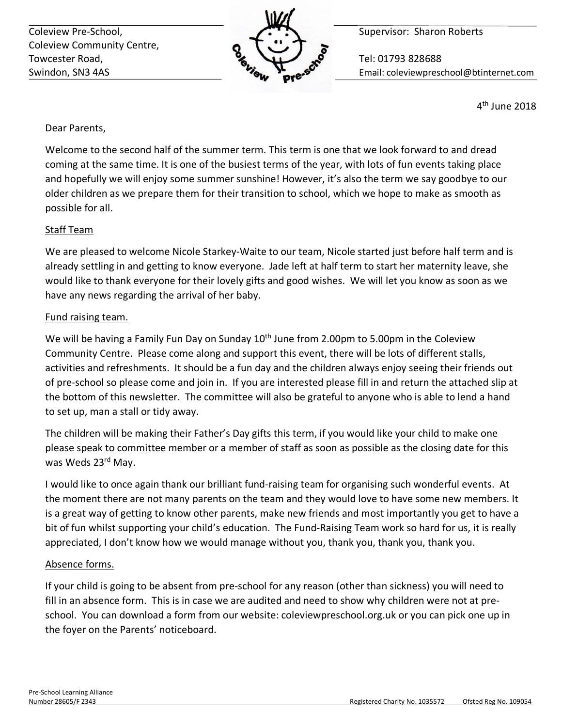Coleview Pre-School,
Coleview Community Centre,
Towcester Road,
Swindon, SN3 4AS

Supervisor: Sharon Roberts

Tel: 01793 828688
Email: coleviewpreschool@btinternet.com

4th June 2018

Dear Parents,

Welcome to the second half of the summer term. This term is one that we look forward to and dread coming at the same time. It is one of the busiest terms of the year, with lots of fun events taking place and hopefully we will enjoy some summer sunshine! However, it's also the term we say goodbye to our older children as we prepare them for their transition to school, which we hope to make as smooth as possible for all.

## Staff Team

We are pleased to welcome Nicole Starkey-Waite to our team, Nicole started just before half term and is already settling in and getting to know everyone. Jade left at half term to start her maternity leave, she would like to thank everyone for their lovely gifts and good wishes. We will let you know as soon as we have any news regarding the arrival of her baby.

## Fund raising team.

We will be having a Family Fun Day on Sunday 10th June from 2.00pm to 5.00pm in the Coleview Community Centre. Please come along and support this event, there will be lots of different stalls, activities and refreshments. It should be a fun day and the children always enjoy seeing their friends out of pre-school so please come and join in. If you are interested please fill in and return the attached slip at the bottom of this newsletter. The committee will also be grateful to anyone who is able to lend a hand to set up, man a stall or tidy away.

The children will be making their Father's Day gifts this term, if you would like your child to make one please speak to committee member or a member of staff as soon as possible as the closing date for this was Weds 23rd May.

I would like to once again thank our brilliant fund-raising team for organising such wonderful events. At the moment there are not many parents on the team and they would love to have some new members. It is a great way of getting to know other parents, make new friends and most importantly you get to have a bit of fun whilst supporting your child's education. The Fund-Raising Team work so hard for us, it is really appreciated, I don't know how we would manage without you, thank you, thank you, thank you.

## Absence forms.

If your child is going to be absent from pre-school for any reason (other than sickness) you will need to fill in an absence form. This is in case we are audited and need to show why children were not at pre-school. You can download a form from our website: coleviewpreschool.org.uk or you can pick one up in the foyer on the Parents' noticeboard.

Pre-School Learning Alliance
Number 28605/F 2343 Registered Charity No. 1035572 Ofsted Reg No. 109054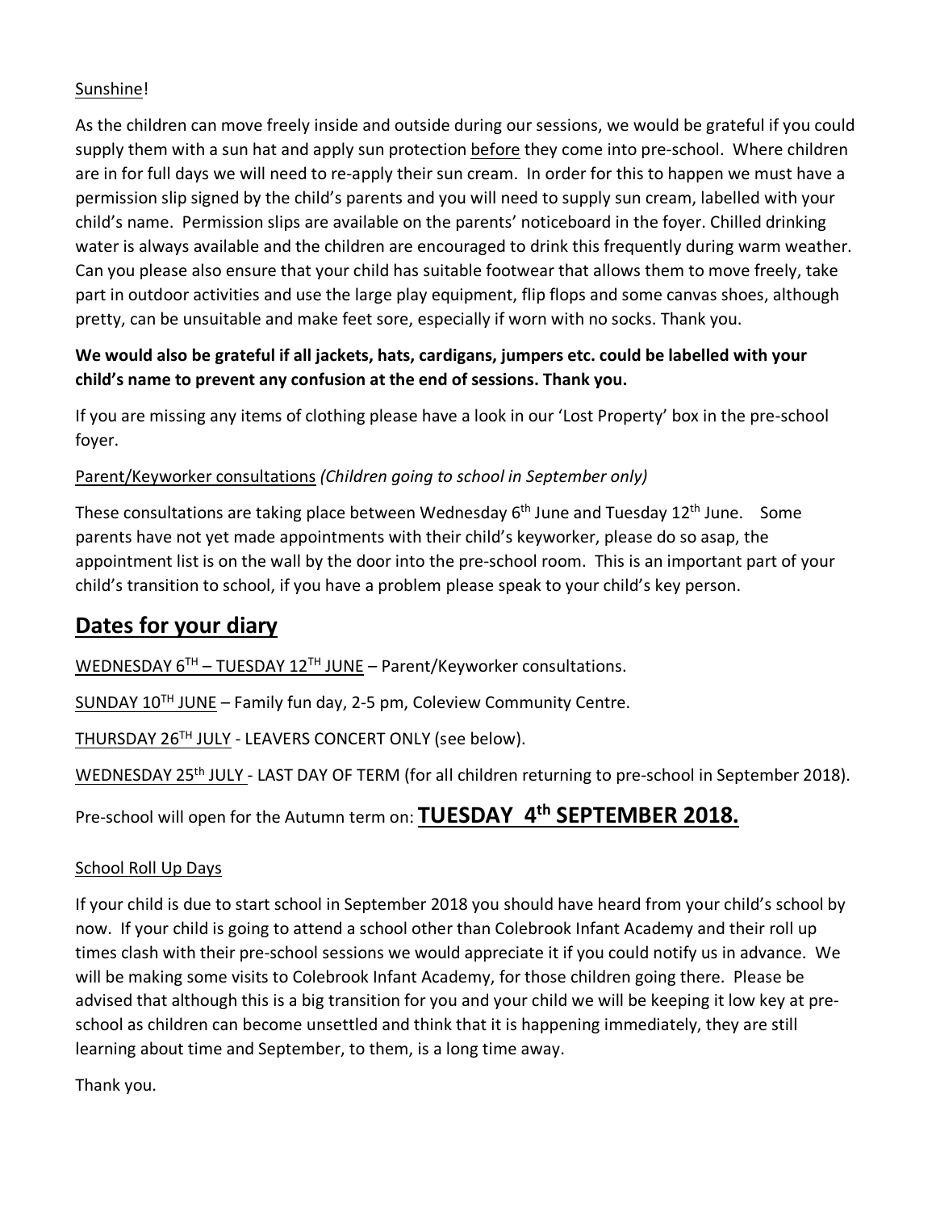Sunshine!

As the children can move freely inside and outside during our sessions, we would be grateful if you could supply them with a sun hat and apply sun protection before they come into pre-school. Where children are in for full days we will need to re-apply their sun cream. In order for this to happen we must have a permission slip signed by the child's parents and you will need to supply sun cream, labelled with your child's name. Permission slips are available on the parents' noticeboard in the foyer. Chilled drinking water is always available and the children are encouraged to drink this frequently during warm weather. Can you please also ensure that your child has suitable footwear that allows them to move freely, take part in outdoor activities and use the large play equipment, flip flops and some canvas shoes, although pretty, can be unsuitable and make feet sore, especially if worn with no socks. Thank you.

**We would also be grateful if all jackets, hats, cardigans, jumpers etc. could be labelled with your child's name to prevent any confusion at the end of sessions. Thank you.**

If you are missing any items of clothing please have a look in our 'Lost Property' box in the pre-school foyer.

Parent/Keyworker consultations *(Children going to school in September only)*

These consultations are taking place between Wednesday 6th June and Tuesday 12th June. Some parents have not yet made appointments with their child's keyworker, please do so asap, the appointment list is on the wall by the door into the pre-school room. This is an important part of your child's transition to school, if you have a problem please speak to your child's key person.

## Dates for your diary

WEDNESDAY 6TH – TUESDAY 12TH JUNE – Parent/Keyworker consultations.

SUNDAY 10TH JUNE – Family fun day, 2-5 pm, Coleview Community Centre.

THURSDAY 26TH JULY - LEAVERS CONCERT ONLY (see below).

WEDNESDAY 25th JULY - LAST DAY OF TERM (for all children returning to pre-school in September 2018).

Pre-school will open for the Autumn term on: **TUESDAY 4th SEPTEMBER 2018.**

School Roll Up Days

If your child is due to start school in September 2018 you should have heard from your child's school by now. If your child is going to attend a school other than Colebrook Infant Academy and their roll up times clash with their pre-school sessions we would appreciate it if you could notify us in advance. We will be making some visits to Colebrook Infant Academy, for those children going there. Please be advised that although this is a big transition for you and your child we will be keeping it low key at pre-school as children can become unsettled and think that it is happening immediately, they are still learning about time and September, to them, is a long time away.

Thank you.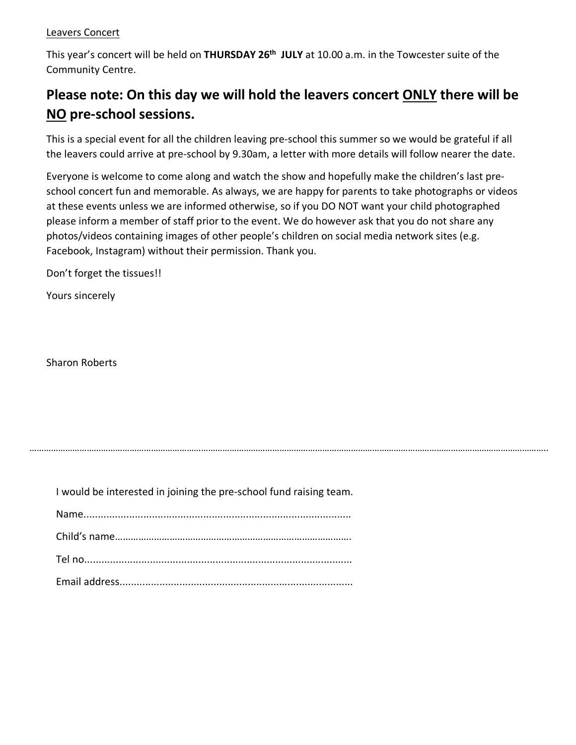<u>Leavers Concert</u>

This year's concert will be held on **THURSDAY 26th JULY** at 10.00 a.m. in the Towcester suite of the Community Centre.

## Please note: On this day we will hold the leavers concert <u>ONLY</u> there will be <u>NO</u> pre-school sessions.

This is a special event for all the children leaving pre-school this summer so we would be grateful if all the leavers could arrive at pre-school by 9.30am, a letter with more details will follow nearer the date.

Everyone is welcome to come along and watch the show and hopefully make the children's last pre-school concert fun and memorable. As always, we are happy for parents to take photographs or videos at these events unless we are informed otherwise, so if you DO NOT want your child photographed please inform a member of staff prior to the event. We do however ask that you do not share any photos/videos containing images of other people's children on social media network sites (e.g. Facebook, Instagram) without their permission. Thank you.

Don't forget the tissues!!

Yours sincerely

Sharon Roberts

---

I would be interested in joining the pre-school fund raising team.

Name.............................................................................................

Child's name……………………………………………………………………………….

Tel no.............................................................................................

Email address.................................................................................